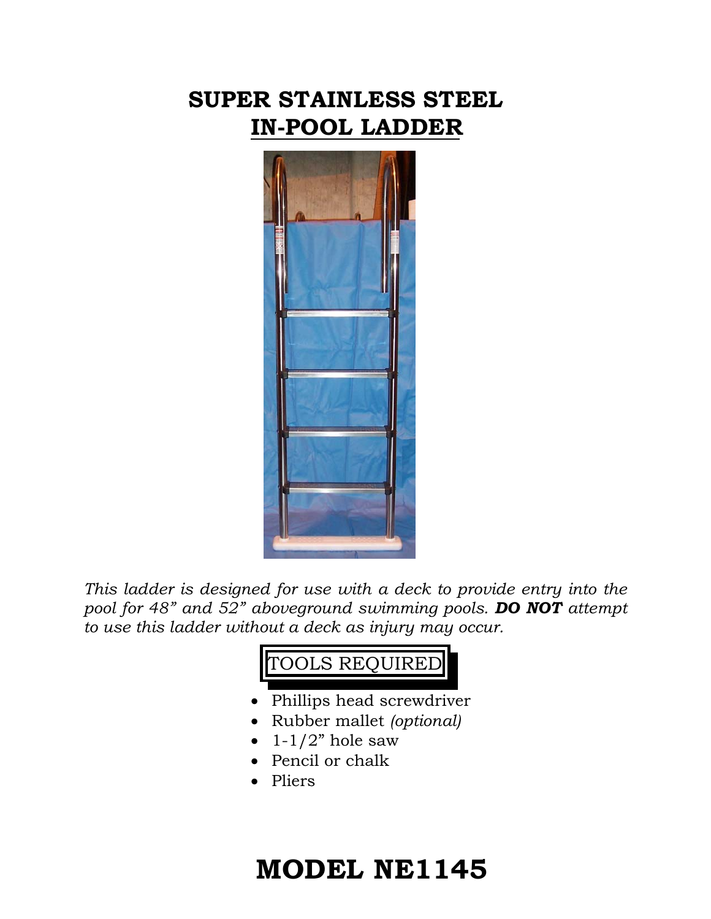# SUPER STAINLESS STEEL
# IN-POOL LADDER

*This ladder is designed for use with a deck to provide entry into the pool for 48" and 52" aboveground swimming pools. **DO NOT** attempt to use this ladder without a deck as injury may occur.*

## TOOLS REQUIRED

- Phillips head screwdriver
- Rubber mallet *(optional)*
- 1-1/2" hole saw
- Pencil or chalk
- Pliers

# MODEL NE1145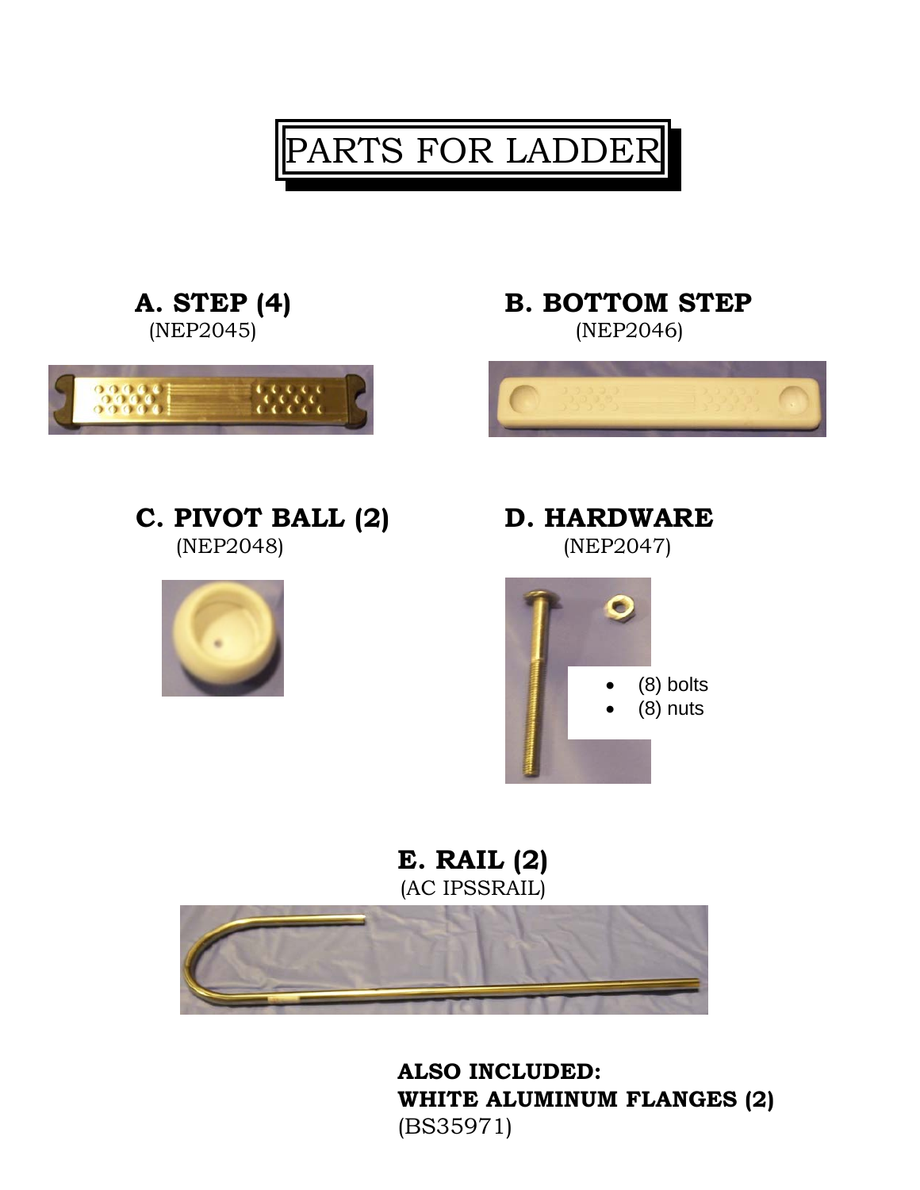# PARTS FOR LADDER

**A. STEP (4)**
(NEP2045)

**B. BOTTOM STEP**
(NEP2046)

**C. PIVOT BALL (2)**
(NEP2048)

**D. HARDWARE**
(NEP2047)

- (8) bolts
- (8) nuts

**E. RAIL (2)**
(AC IPSSRAIL)

**ALSO INCLUDED:**
**WHITE ALUMINUM FLANGES (2)**
(BS35971)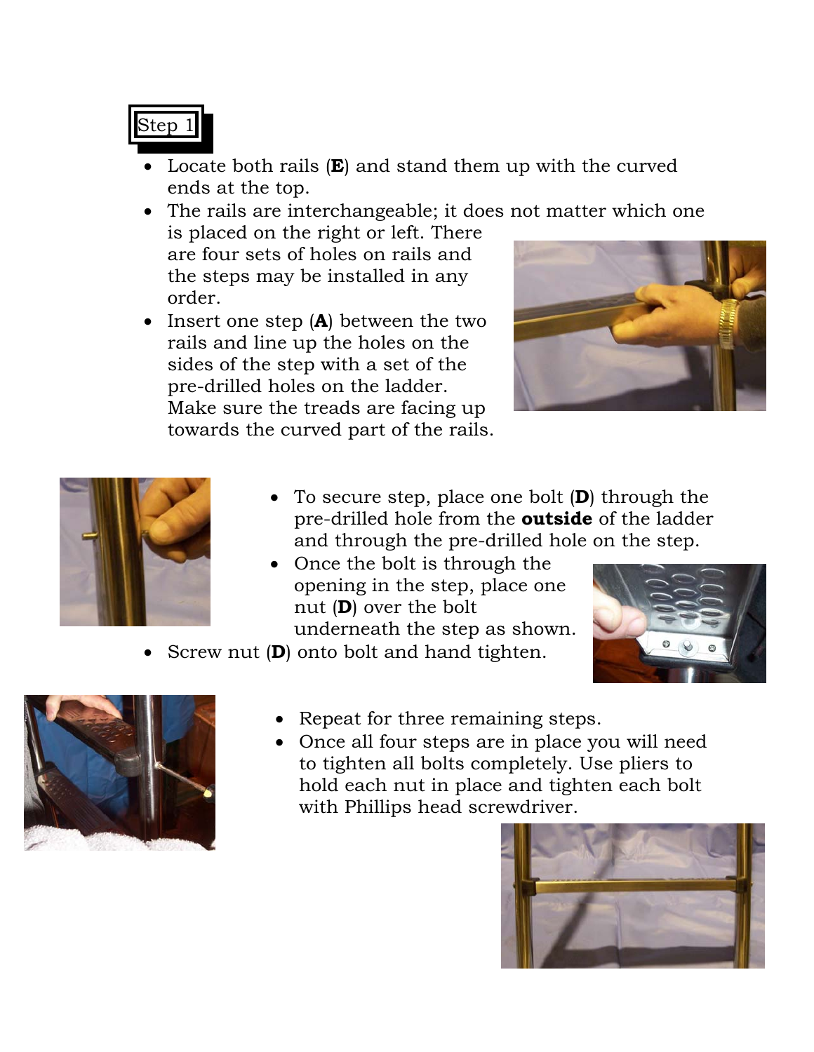## Step 1

- Locate both rails (**E**) and stand them up with the curved ends at the top.
- The rails are interchangeable; it does not matter which one is placed on the right or left. There are four sets of holes on rails and the steps may be installed in any order.
- Insert one step (**A**) between the two rails and line up the holes on the sides of the step with a set of the pre-drilled holes on the ladder. Make sure the treads are facing up towards the curved part of the rails.

- To secure step, place one bolt (**D**) through the pre-drilled hole from the **outside** of the ladder and through the pre-drilled hole on the step.
- Once the bolt is through the opening in the step, place one nut (**D**) over the bolt underneath the step as shown.
- Screw nut (**D**) onto bolt and hand tighten.

- Repeat for three remaining steps.
- Once all four steps are in place you will need to tighten all bolts completely. Use pliers to hold each nut in place and tighten each bolt with Phillips head screwdriver.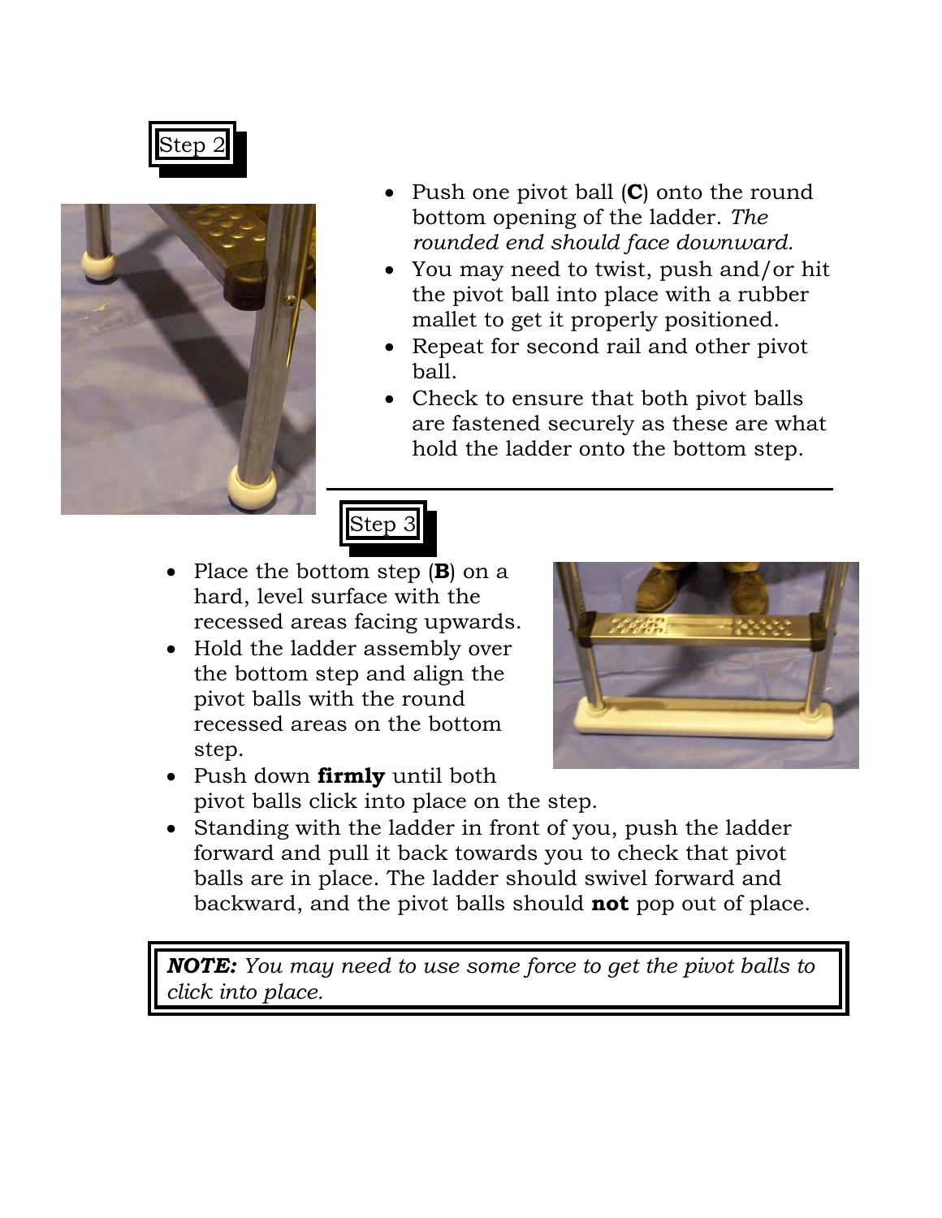## Step 2

- Push one pivot ball (**C**) onto the round bottom opening of the ladder. *The rounded end should face downward.*
- You may need to twist, push and/or hit the pivot ball into place with a rubber mallet to get it properly positioned.
- Repeat for second rail and other pivot ball.
- Check to ensure that both pivot balls are fastened securely as these are what hold the ladder onto the bottom step.

## Step 3

- Place the bottom step (**B**) on a hard, level surface with the recessed areas facing upwards.
- Hold the ladder assembly over the bottom step and align the pivot balls with the round recessed areas on the bottom step.
- Push down **firmly** until both pivot balls click into place on the step.
- Standing with the ladder in front of you, push the ladder forward and pull it back towards you to check that pivot balls are in place. The ladder should swivel forward and backward, and the pivot balls should **not** pop out of place.

> ***NOTE:*** *You may need to use some force to get the pivot balls to click into place.*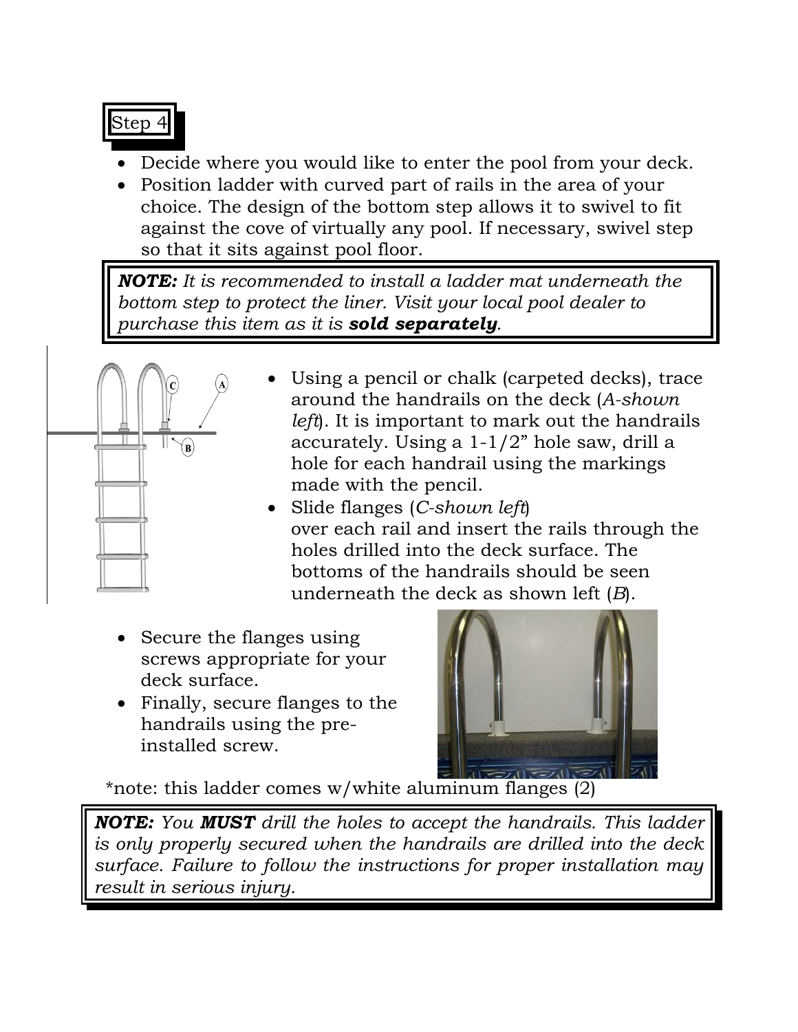Step 4

- Decide where you would like to enter the pool from your deck.
- Position ladder with curved part of rails in the area of your choice. The design of the bottom step allows it to swivel to fit against the cove of virtually any pool. If necessary, swivel step so that it sits against pool floor.

> ***NOTE:*** *It is recommended to install a ladder mat underneath the bottom step to protect the liner. Visit your local pool dealer to purchase this item as it is **sold separately**.*

C

A

B

- Using a pencil or chalk (carpeted decks), trace around the handrails on the deck (*A-shown left*). It is important to mark out the handrails accurately. Using a 1-1/2" hole saw, drill a hole for each handrail using the markings made with the pencil.
- Slide flanges (*C-shown left*) over each rail and insert the rails through the holes drilled into the deck surface. The bottoms of the handrails should be seen underneath the deck as shown left (*B*).
- Secure the flanges using screws appropriate for your deck surface.
- Finally, secure flanges to the handrails using the pre-installed screw.

*note: this ladder comes w/white aluminum flanges (2)

> ***NOTE:*** *You **MUST** drill the holes to accept the handrails. This ladder is only properly secured when the handrails are drilled into the deck surface. Failure to follow the instructions for proper installation may result in serious injury.*